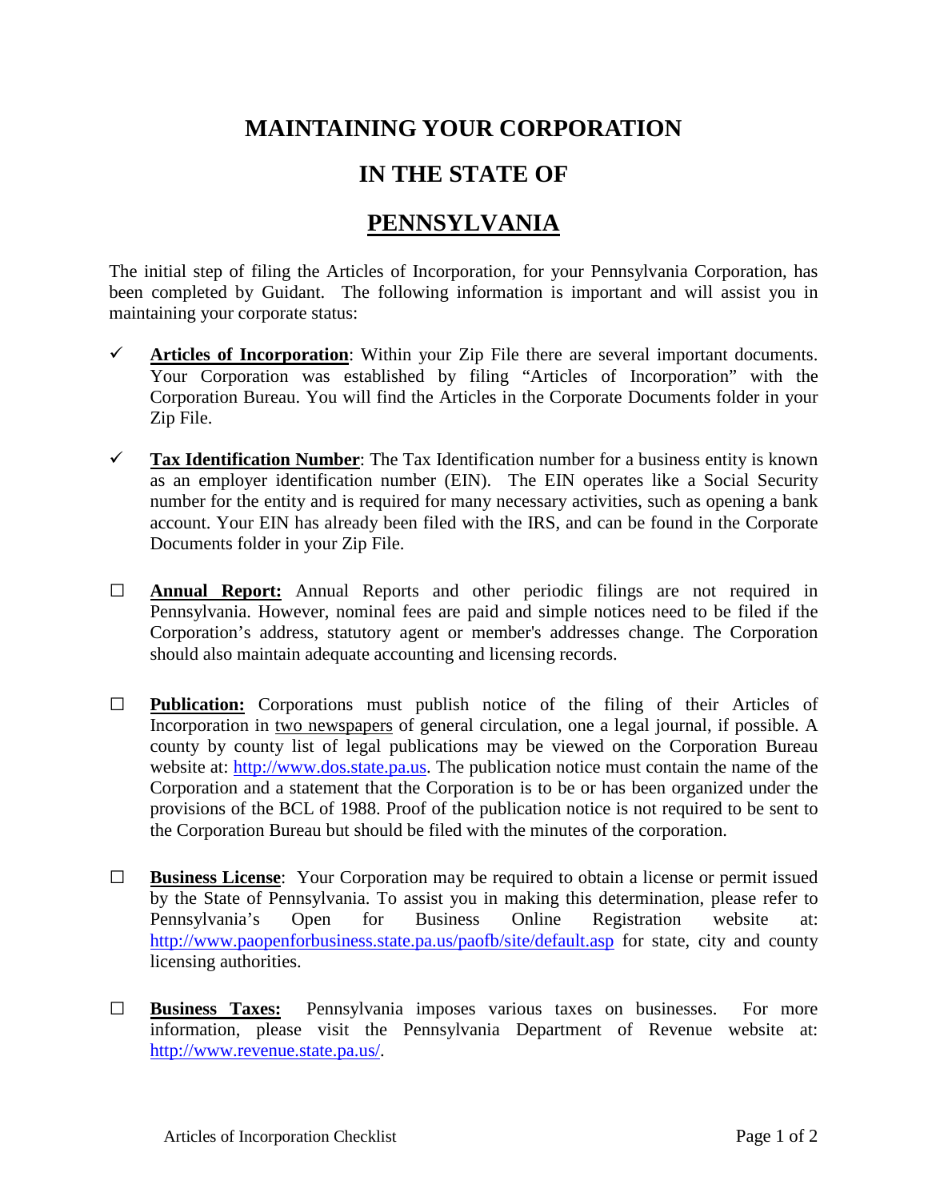# MAINTAINING YOUR CORPORATION

# IN THE STATE OF

# PENNSYLVANIA

The initial step of filing the Articles of Incorporation, for your Pennsylvania Corporation, has been completed by Guidant. The following information is important and will assist you in maintaining your corporate status:

- ✓ **Articles of Incorporation**: Within your Zip File there are several important documents. Your Corporation was established by filing "Articles of Incorporation" with the Corporation Bureau. You will find the Articles in the Corporate Documents folder in your Zip File.

- ✓ **Tax Identification Number**: The Tax Identification number for a business entity is known as an employer identification number (EIN). The EIN operates like a Social Security number for the entity and is required for many necessary activities, such as opening a bank account. Your EIN has already been filed with the IRS, and can be found in the Corporate Documents folder in your Zip File.

- ☐ **Annual Report:** Annual Reports and other periodic filings are not required in Pennsylvania. However, nominal fees are paid and simple notices need to be filed if the Corporation's address, statutory agent or member's addresses change. The Corporation should also maintain adequate accounting and licensing records.

- ☐ **Publication:** Corporations must publish notice of the filing of their Articles of Incorporation in two newspapers of general circulation, one a legal journal, if possible. A county by county list of legal publications may be viewed on the Corporation Bureau website at: http://www.dos.state.pa.us. The publication notice must contain the name of the Corporation and a statement that the Corporation is to be or has been organized under the provisions of the BCL of 1988. Proof of the publication notice is not required to be sent to the Corporation Bureau but should be filed with the minutes of the corporation.

- ☐ **Business License**: Your Corporation may be required to obtain a license or permit issued by the State of Pennsylvania. To assist you in making this determination, please refer to Pennsylvania's Open for Business Online Registration website at: http://www.paopenforbusiness.state.pa.us/paofb/site/default.asp for state, city and county licensing authorities.

- ☐ **Business Taxes:** Pennsylvania imposes various taxes on businesses. For more information, please visit the Pennsylvania Department of Revenue website at: http://www.revenue.state.pa.us/.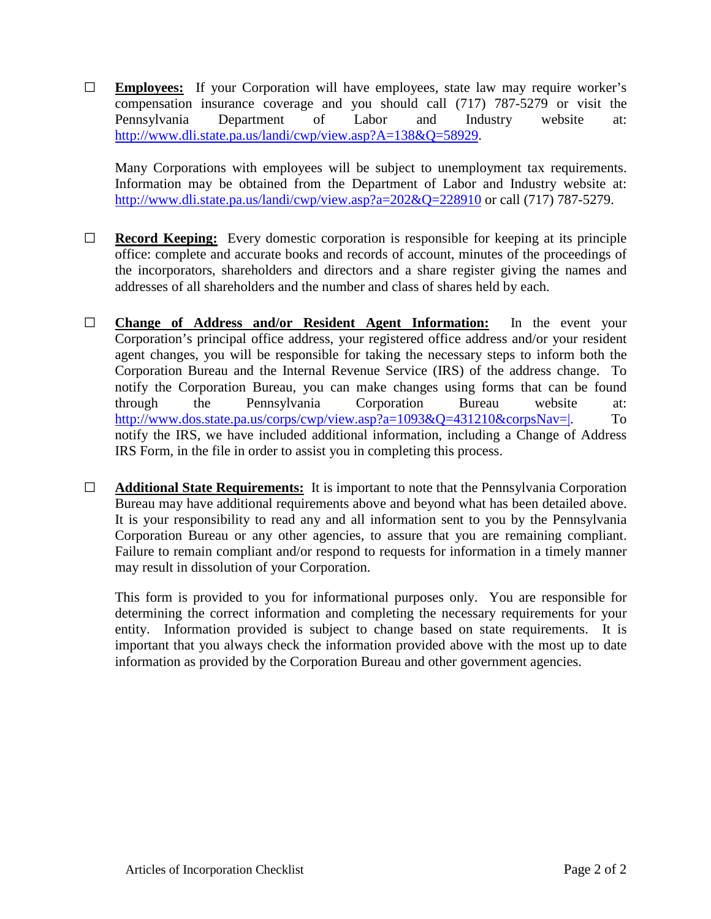☐ **Employees:** If your Corporation will have employees, state law may require worker's compensation insurance coverage and you should call (717) 787-5279 or visit the Pennsylvania Department of Labor and Industry website at: http://www.dli.state.pa.us/landi/cwp/view.asp?A=138&Q=58929.

Many Corporations with employees will be subject to unemployment tax requirements. Information may be obtained from the Department of Labor and Industry website at: http://www.dli.state.pa.us/landi/cwp/view.asp?a=202&Q=228910 or call (717) 787-5279.

☐ **Record Keeping:** Every domestic corporation is responsible for keeping at its principle office: complete and accurate books and records of account, minutes of the proceedings of the incorporators, shareholders and directors and a share register giving the names and addresses of all shareholders and the number and class of shares held by each.

☐ **Change of Address and/or Resident Agent Information:** In the event your Corporation's principal office address, your registered office address and/or your resident agent changes, you will be responsible for taking the necessary steps to inform both the Corporation Bureau and the Internal Revenue Service (IRS) of the address change. To notify the Corporation Bureau, you can make changes using forms that can be found through the Pennsylvania Corporation Bureau website at: http://www.dos.state.pa.us/corps/cwp/view.asp?a=1093&Q=431210&corpsNav=|. To notify the IRS, we have included additional information, including a Change of Address IRS Form, in the file in order to assist you in completing this process.

☐ **Additional State Requirements:** It is important to note that the Pennsylvania Corporation Bureau may have additional requirements above and beyond what has been detailed above. It is your responsibility to read any and all information sent to you by the Pennsylvania Corporation Bureau or any other agencies, to assure that you are remaining compliant. Failure to remain compliant and/or respond to requests for information in a timely manner may result in dissolution of your Corporation.

This form is provided to you for informational purposes only. You are responsible for determining the correct information and completing the necessary requirements for your entity. Information provided is subject to change based on state requirements. It is important that you always check the information provided above with the most up to date information as provided by the Corporation Bureau and other government agencies.